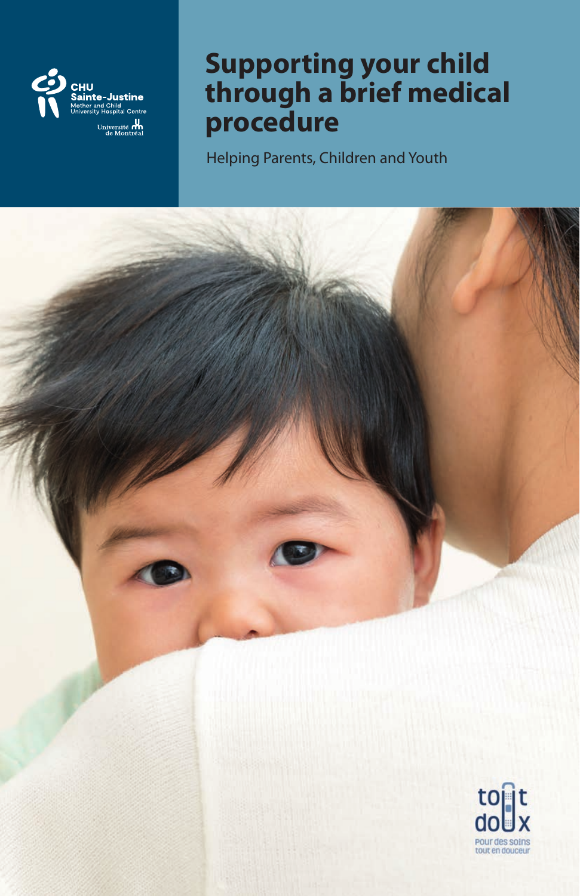CHU Sainte-Justine
Mother and Child
University Hospital Centre

Université de Montréal

# Supporting your child through a brief medical procedure

Helping Parents, Children and Youth

tout doux

Pour des soins tout en douceur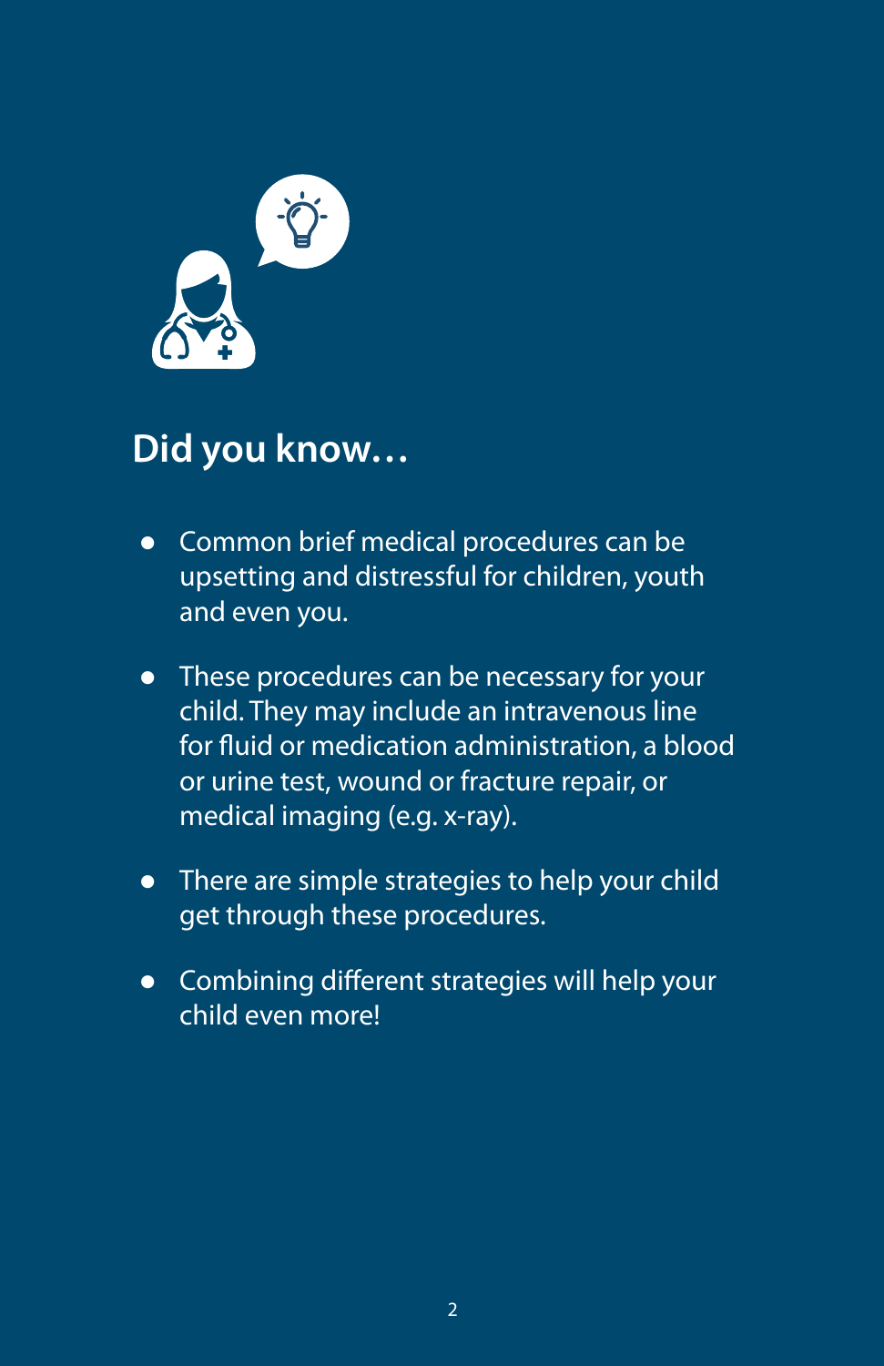## Did you know…

- Common brief medical procedures can be upsetting and distressful for children, youth and even you.
- These procedures can be necessary for your child. They may include an intravenous line for fluid or medication administration, a blood or urine test, wound or fracture repair, or medical imaging (e.g. x-ray).
- There are simple strategies to help your child get through these procedures.
- Combining different strategies will help your child even more!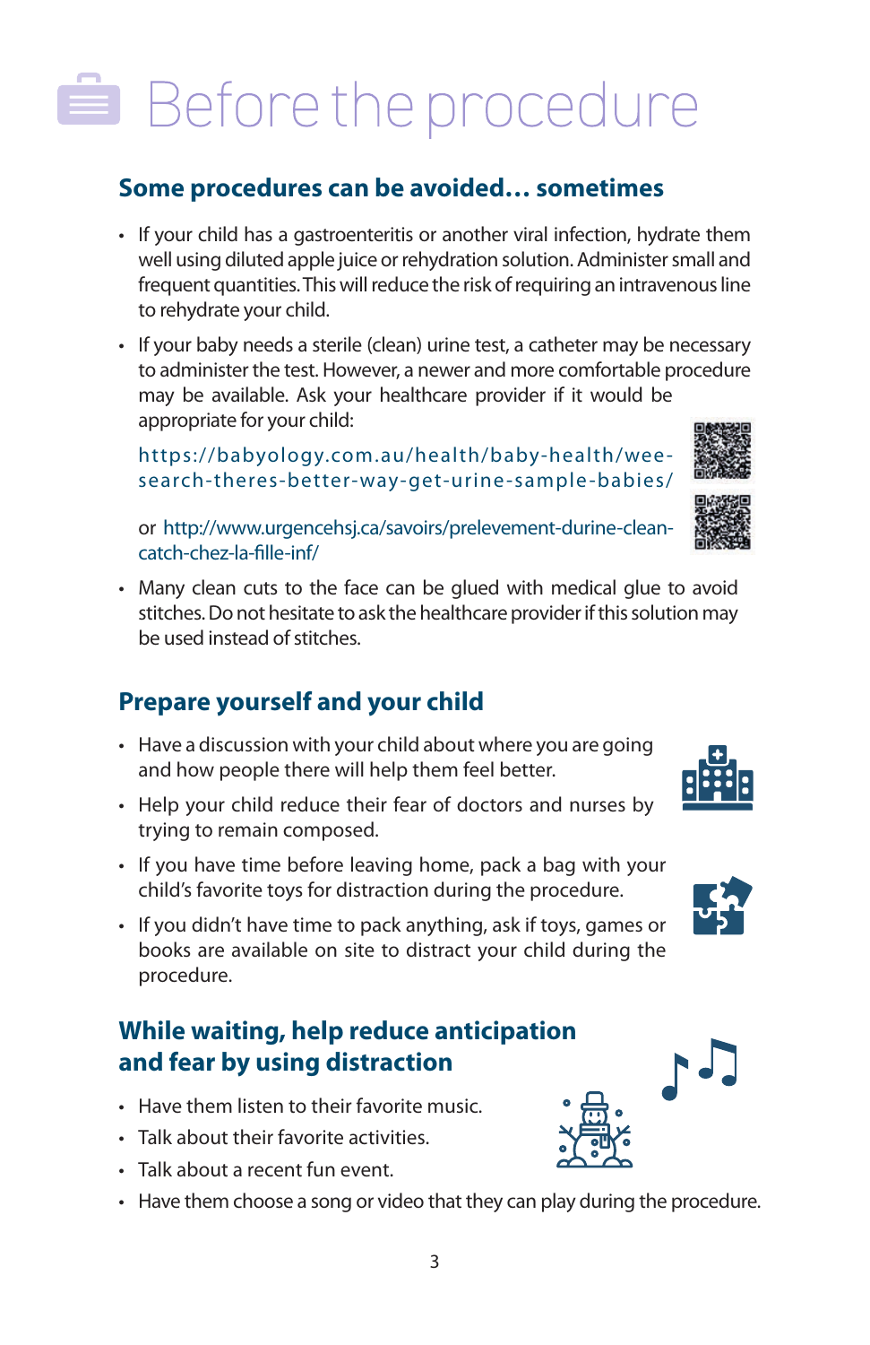# Before the procedure

## Some procedures can be avoided… sometimes

- If your child has a gastroenteritis or another viral infection, hydrate them well using diluted apple juice or rehydration solution. Administer small and frequent quantities. This will reduce the risk of requiring an intravenous line to rehydrate your child.
- If your baby needs a sterile (clean) urine test, a catheter may be necessary to administer the test. However, a newer and more comfortable procedure may be available. Ask your healthcare provider if it would be appropriate for your child:

  https://babyology.com.au/health/baby-health/wee-search-theres-better-way-get-urine-sample-babies/

  or http://www.urgencehsj.ca/savoirs/prelevement-durine-clean-catch-chez-la-fille-inf/
- Many clean cuts to the face can be glued with medical glue to avoid stitches. Do not hesitate to ask the healthcare provider if this solution may be used instead of stitches.

## Prepare yourself and your child

- Have a discussion with your child about where you are going and how people there will help them feel better.
- Help your child reduce their fear of doctors and nurses by trying to remain composed.
- If you have time before leaving home, pack a bag with your child's favorite toys for distraction during the procedure.
- If you didn't have time to pack anything, ask if toys, games or books are available on site to distract your child during the procedure.

## While waiting, help reduce anticipation and fear by using distraction

- Have them listen to their favorite music.
- Talk about their favorite activities.
- Talk about a recent fun event.
- Have them choose a song or video that they can play during the procedure.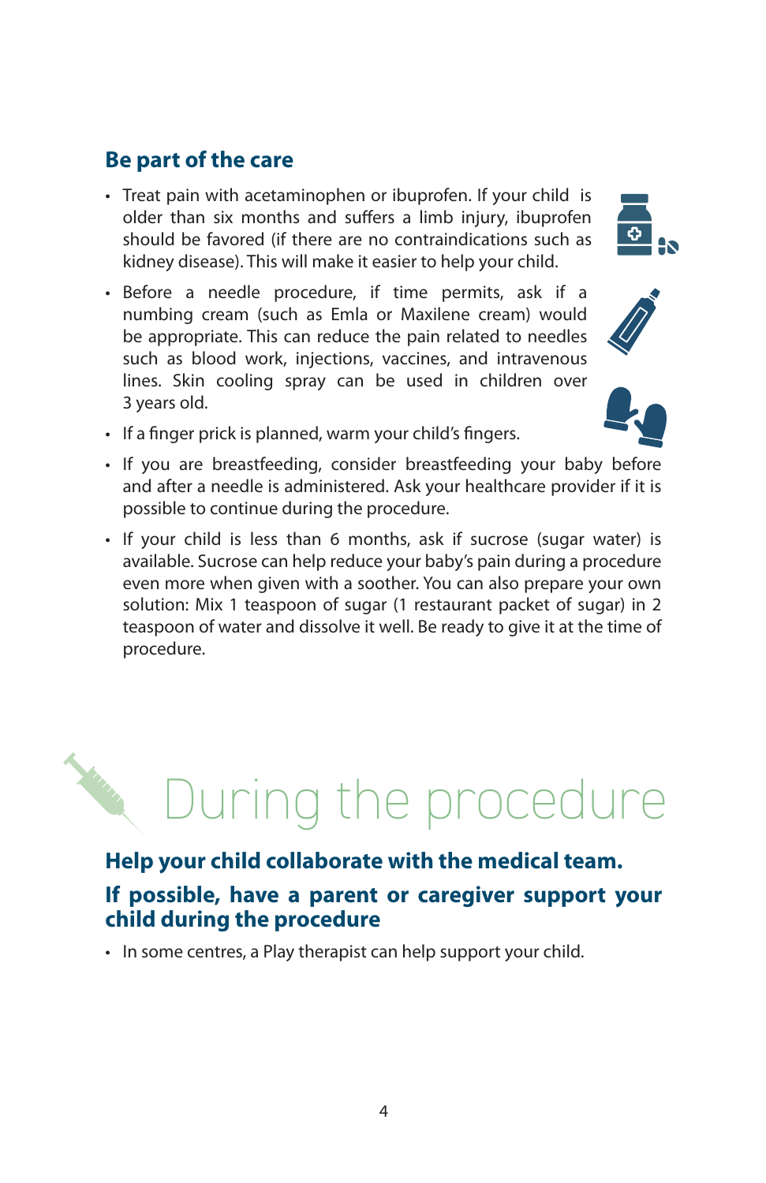## Be part of the care

- Treat pain with acetaminophen or ibuprofen. If your child is older than six months and suffers a limb injury, ibuprofen should be favored (if there are no contraindications such as kidney disease). This will make it easier to help your child.
- Before a needle procedure, if time permits, ask if a numbing cream (such as Emla or Maxilene cream) would be appropriate. This can reduce the pain related to needles such as blood work, injections, vaccines, and intravenous lines. Skin cooling spray can be used in children over 3 years old.
- If a finger prick is planned, warm your child's fingers.
- If you are breastfeeding, consider breastfeeding your baby before and after a needle is administered. Ask your healthcare provider if it is possible to continue during the procedure.
- If your child is less than 6 months, ask if sucrose (sugar water) is available. Sucrose can help reduce your baby's pain during a procedure even more when given with a soother. You can also prepare your own solution: Mix 1 teaspoon of sugar (1 restaurant packet of sugar) in 2 teaspoon of water and dissolve it well. Be ready to give it at the time of procedure.

# During the procedure

### Help your child collaborate with the medical team.

### If possible, have a parent or caregiver support your child during the procedure

- In some centres, a Play therapist can help support your child.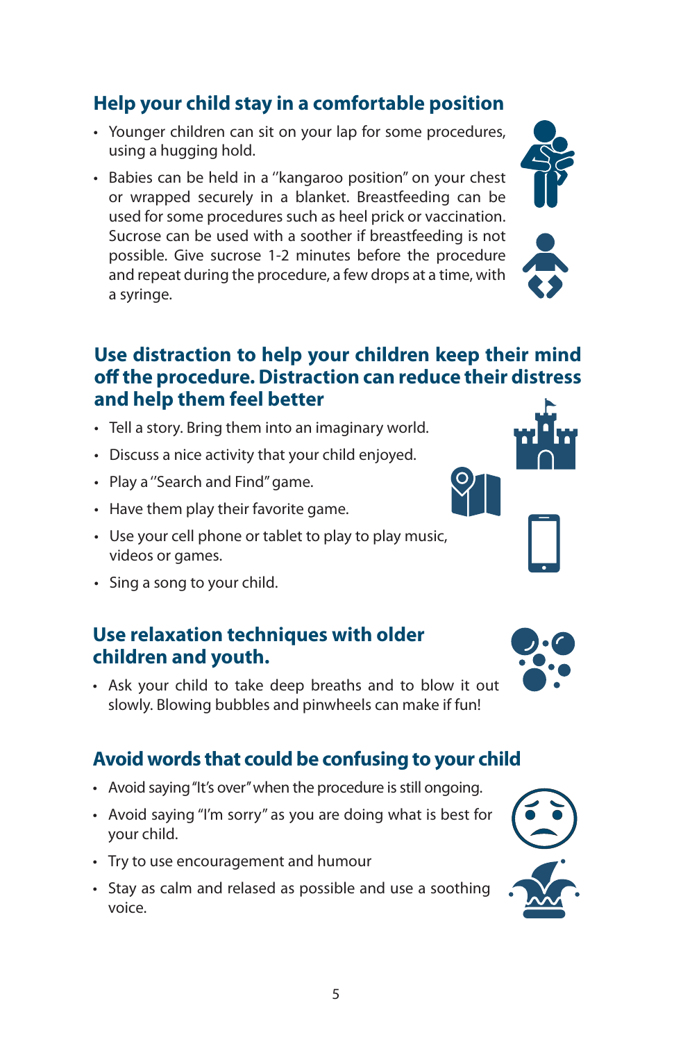## Help your child stay in a comfortable position

- Younger children can sit on your lap for some procedures, using a hugging hold.
- Babies can be held in a "kangaroo position" on your chest or wrapped securely in a blanket. Breastfeeding can be used for some procedures such as heel prick or vaccination. Sucrose can be used with a soother if breastfeeding is not possible. Give sucrose 1-2 minutes before the procedure and repeat during the procedure, a few drops at a time, with a syringe.

## Use distraction to help your children keep their mind off the procedure. Distraction can reduce their distress and help them feel better

- Tell a story. Bring them into an imaginary world.
- Discuss a nice activity that your child enjoyed.
- Play a "Search and Find" game.
- Have them play their favorite game.
- Use your cell phone or tablet to play to play music, videos or games.
- Sing a song to your child.

## Use relaxation techniques with older children and youth.

- Ask your child to take deep breaths and to blow it out slowly. Blowing bubbles and pinwheels can make if fun!

## Avoid words that could be confusing to your child

- Avoid saying "It's over" when the procedure is still ongoing.
- Avoid saying "I'm sorry" as you are doing what is best for your child.
- Try to use encouragement and humour
- Stay as calm and relased as possible and use a soothing voice.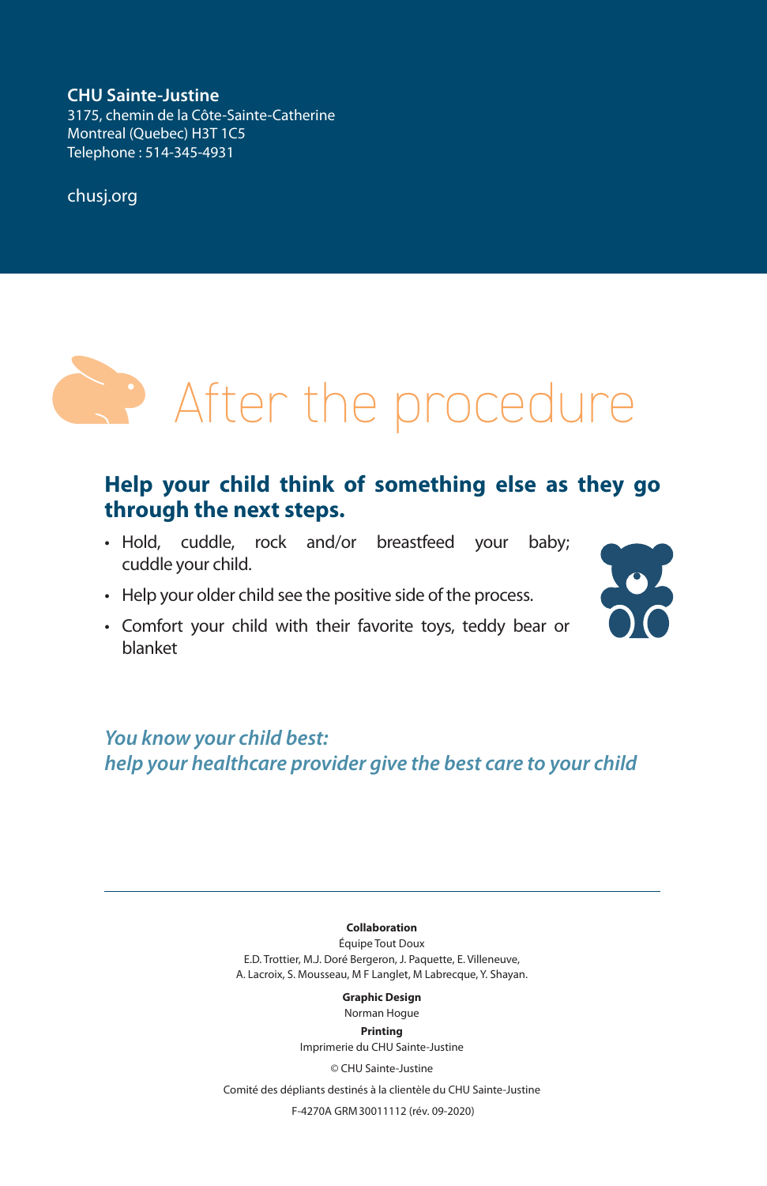**CHU Sainte-Justine**
3175, chemin de la Côte-Sainte-Catherine
Montreal (Quebec) H3T 1C5
Telephone : 514-345-4931

chusj.org

# After the procedure

## Help your child think of something else as they go through the next steps.

- Hold, cuddle, rock and/or breastfeed your baby; cuddle your child.
- Help your older child see the positive side of the process.
- Comfort your child with their favorite toys, teddy bear or blanket

*You know your child best:*
*help your healthcare provider give the best care to your child*

---

**Collaboration**
Équipe Tout Doux
E.D. Trottier, M.J. Doré Bergeron, J. Paquette, E. Villeneuve,
A. Lacroix, S. Mousseau, M F Langlet, M Labrecque, Y. Shayan.

**Graphic Design**
Norman Hogue

**Printing**
Imprimerie du CHU Sainte-Justine

© CHU Sainte-Justine

Comité des dépliants destinés à la clientèle du CHU Sainte-Justine

F-4270A GRM 30011112 (rév. 09-2020)